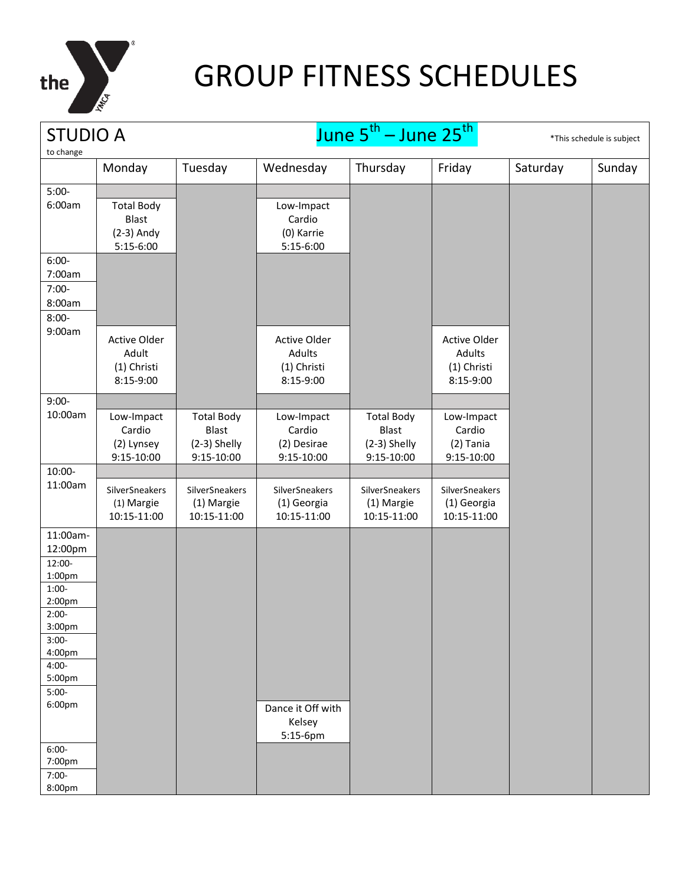# GROUP FITNESS SCHEDULES

| STUDIO A | | | June 5th – June 25th | | | *This schedule is subject to change |
|---|---|---|---|---|---|---|
| | Monday | Tuesday | Wednesday | Thursday | Friday | Saturday | Sunday |

| | Monday | Tuesday | Wednesday | Thursday | Friday | Saturday | Sunday |
|---|---|---|---|---|---|---|---|
| 5:00-6:00am | Total Body Blast (2-3) Andy 5:15-6:00 | | Low-Impact Cardio (0) Karrie 5:15-6:00 | | | | |
| 6:00-7:00am | | | | | | | |
| 7:00-8:00am | | | | | | | |
| 8:00-9:00am | Active Older Adult (1) Christi 8:15-9:00 | | Active Older Adults (1) Christi 8:15-9:00 | | Active Older Adults (1) Christi 8:15-9:00 | | |
| 9:00-10:00am | Low-Impact Cardio (2) Lynsey 9:15-10:00 | Total Body Blast (2-3) Shelly 9:15-10:00 | Low-Impact Cardio (2) Desirae 9:15-10:00 | Total Body Blast (2-3) Shelly 9:15-10:00 | Low-Impact Cardio (2) Tania 9:15-10:00 | | |
| 10:00-11:00am | SilverSneakers (1) Margie 10:15-11:00 | SilverSneakers (1) Margie 10:15-11:00 | SilverSneakers (1) Georgia 10:15-11:00 | SilverSneakers (1) Margie 10:15-11:00 | SilverSneakers (1) Georgia 10:15-11:00 | | |
| 11:00am-12:00pm | | | | | | | |
| 12:00-1:00pm | | | | | | | |
| 1:00-2:00pm | | | | | | | |
| 2:00-3:00pm | | | | | | | |
| 3:00-4:00pm | | | | | | | |
| 4:00-5:00pm | | | | | | | |
| 5:00-6:00pm | | | Dance it Off with Kelsey 5:15-6pm | | | | |
| 6:00-7:00pm | | | | | | | |
| 7:00-8:00pm | | | | | | | |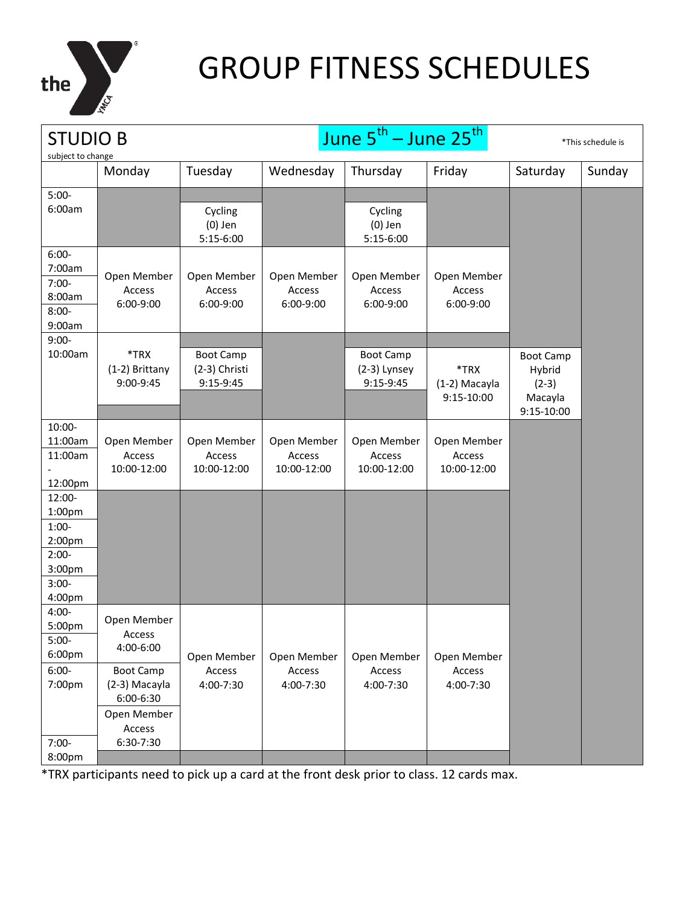# GROUP FITNESS SCHEDULES

STUDIO B — June 5th – June 25th — *This schedule is subject to change

| | Monday | Tuesday | Wednesday | Thursday | Friday | Saturday | Sunday |
|---|---|---|---|---|---|---|---|
| 5:00-6:00am | | Cycling (0) Jen 5:15-6:00 | | Cycling (0) Jen 5:15-6:00 | | | |
| 6:00-7:00am | Open Member Access 6:00-9:00 | Open Member Access 6:00-9:00 | Open Member Access 6:00-9:00 | Open Member Access 6:00-9:00 | Open Member Access 6:00-9:00 | | |
| 7:00-8:00am | | | | | | | |
| 8:00-9:00am | | | | | | | |
| 9:00-10:00am | *TRX (1-2) Brittany 9:00-9:45 | Boot Camp (2-3) Christi 9:15-9:45 | | Boot Camp (2-3) Lynsey 9:15-9:45 | *TRX (1-2) Macayla 9:15-10:00 | Boot Camp Hybrid (2-3) Macayla 9:15-10:00 | |
| 10:00-11:00am | Open Member Access 10:00-12:00 | Open Member Access 10:00-12:00 | Open Member Access 10:00-12:00 | Open Member Access 10:00-12:00 | Open Member Access 10:00-12:00 | | |
| 11:00am - 12:00pm | | | | | | | |
| 12:00-1:00pm | | | | | | | |
| 1:00-2:00pm | | | | | | | |
| 2:00-3:00pm | | | | | | | |
| 3:00-4:00pm | | | | | | | |
| 4:00-5:00pm | Open Member Access 4:00-6:00 | Open Member Access 4:00-7:30 | Open Member Access 4:00-7:30 | Open Member Access 4:00-7:30 | Open Member Access 4:00-7:30 | | |
| 5:00-6:00pm | | | | | | | |
| 6:00-7:00pm | Boot Camp (2-3) Macayla 6:00-6:30; Open Member Access 6:30-7:30 | | | | | | |
| 7:00-8:00pm | | | | | | | |

*TRX participants need to pick up a card at the front desk prior to class. 12 cards max.